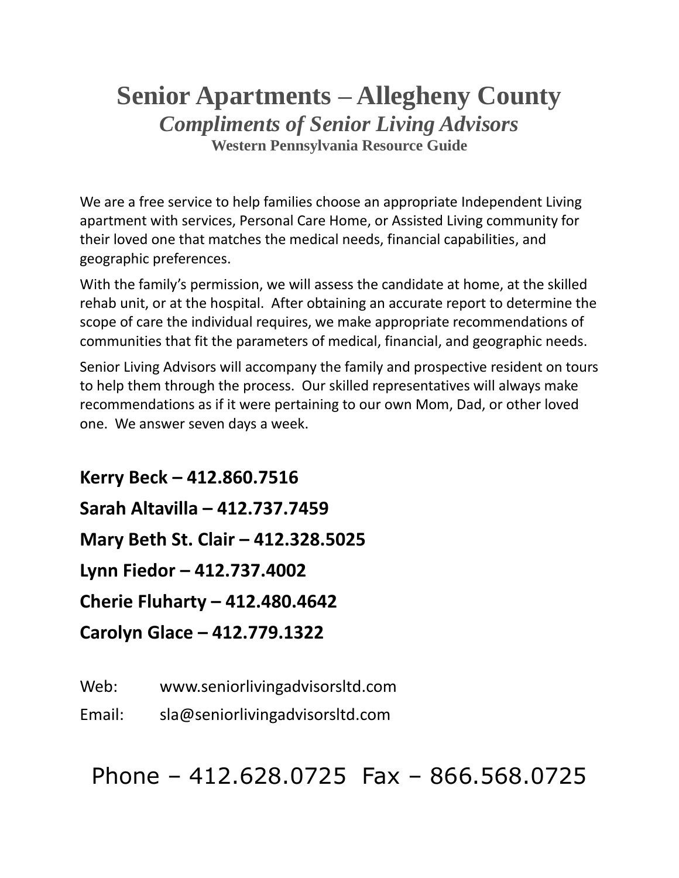# Senior Apartments – Allegheny County

## *Compliments of Senior Living Advisors*

### Western Pennsylvania Resource Guide

We are a free service to help families choose an appropriate Independent Living apartment with services, Personal Care Home, or Assisted Living community for their loved one that matches the medical needs, financial capabilities, and geographic preferences.

With the family's permission, we will assess the candidate at home, at the skilled rehab unit, or at the hospital. After obtaining an accurate report to determine the scope of care the individual requires, we make appropriate recommendations of communities that fit the parameters of medical, financial, and geographic needs.

Senior Living Advisors will accompany the family and prospective resident on tours to help them through the process. Our skilled representatives will always make recommendations as if it were pertaining to our own Mom, Dad, or other loved one. We answer seven days a week.

**Kerry Beck – 412.860.7516**

**Sarah Altavilla – 412.737.7459**

**Mary Beth St. Clair – 412.328.5025**

**Lynn Fiedor – 412.737.4002**

**Cherie Fluharty – 412.480.4642**

**Carolyn Glace – 412.779.1322**

Web: www.seniorlivingadvisorsltd.com

Email: sla@seniorlivingadvisorsltd.com

Phone – 412.628.0725 Fax – 866.568.0725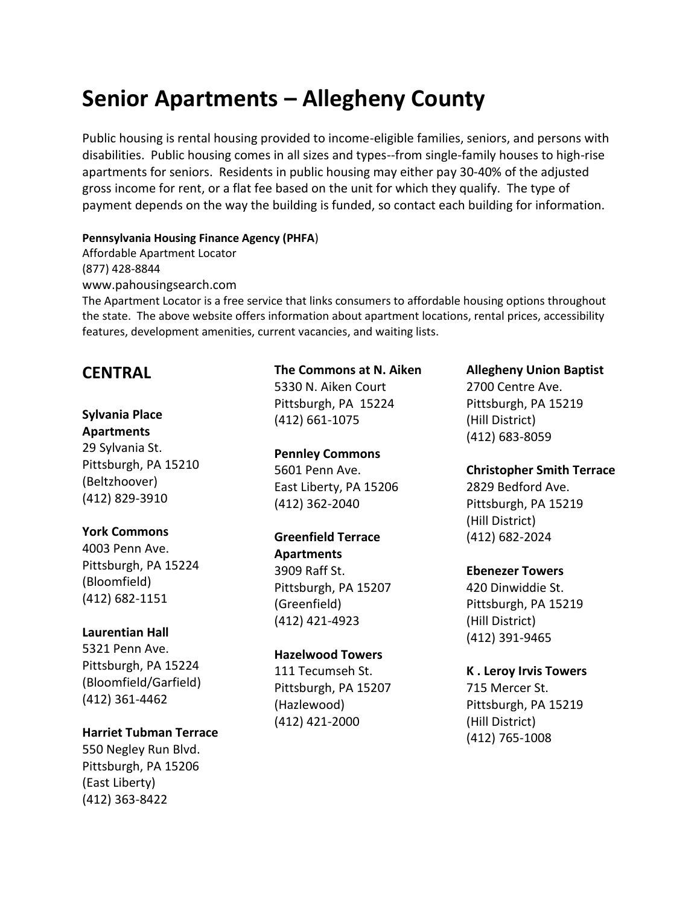# Senior Apartments – Allegheny County

Public housing is rental housing provided to income-eligible families, seniors, and persons with disabilities. Public housing comes in all sizes and types--from single-family houses to high-rise apartments for seniors. Residents in public housing may either pay 30-40% of the adjusted gross income for rent, or a flat fee based on the unit for which they qualify. The type of payment depends on the way the building is funded, so contact each building for information.

**Pennsylvania Housing Finance Agency (PHFA)**
Affordable Apartment Locator
(877) 428-8844
www.pahousingsearch.com
The Apartment Locator is a free service that links consumers to affordable housing options throughout the state. The above website offers information about apartment locations, rental prices, accessibility features, development amenities, current vacancies, and waiting lists.

## CENTRAL

**Sylvania Place Apartments**
29 Sylvania St.
Pittsburgh, PA 15210
(Beltzhoover)
(412) 829-3910

**York Commons**
4003 Penn Ave.
Pittsburgh, PA 15224
(Bloomfield)
(412) 682-1151

**Laurentian Hall**
5321 Penn Ave.
Pittsburgh, PA 15224
(Bloomfield/Garfield)
(412) 361-4462

**Harriet Tubman Terrace**
550 Negley Run Blvd.
Pittsburgh, PA 15206
(East Liberty)
(412) 363-8422

**The Commons at N. Aiken**
5330 N. Aiken Court
Pittsburgh, PA 15224
(412) 661-1075

**Pennley Commons**
5601 Penn Ave.
East Liberty, PA 15206
(412) 362-2040

**Greenfield Terrace Apartments**
3909 Raff St.
Pittsburgh, PA 15207
(Greenfield)
(412) 421-4923

**Hazelwood Towers**
111 Tecumseh St.
Pittsburgh, PA 15207
(Hazlewood)
(412) 421-2000

**Allegheny Union Baptist**
2700 Centre Ave.
Pittsburgh, PA 15219
(Hill District)
(412) 683-8059

**Christopher Smith Terrace**
2829 Bedford Ave.
Pittsburgh, PA 15219
(Hill District)
(412) 682-2024

**Ebenezer Towers**
420 Dinwiddie St.
Pittsburgh, PA 15219
(Hill District)
(412) 391-9465

**K . Leroy Irvis Towers**
715 Mercer St.
Pittsburgh, PA 15219
(Hill District)
(412) 765-1008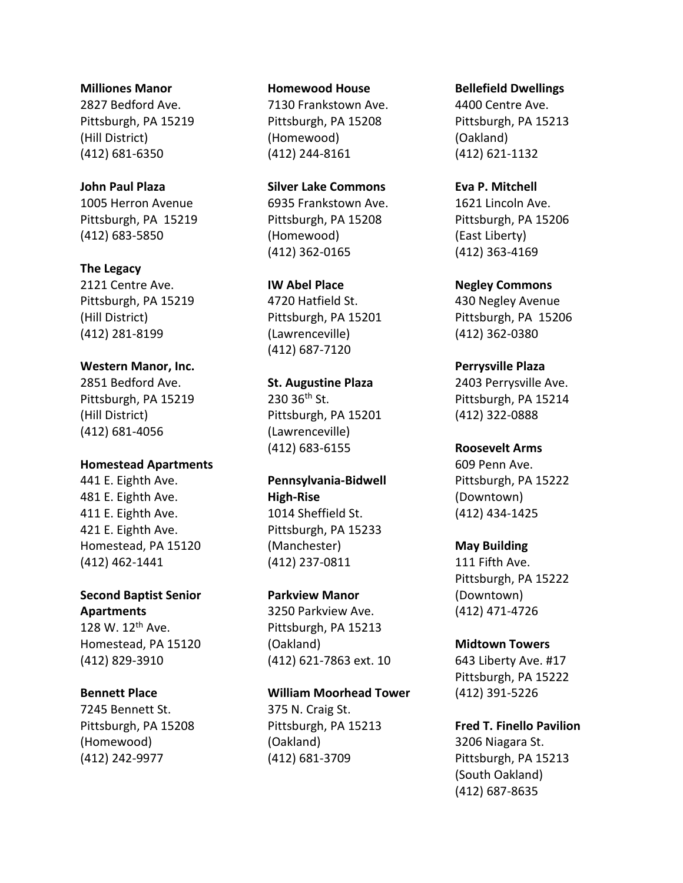**Milliones Manor**
2827 Bedford Ave.
Pittsburgh, PA 15219
(Hill District)
(412) 681-6350

**John Paul Plaza**
1005 Herron Avenue
Pittsburgh, PA 15219
(412) 683-5850

**The Legacy**
2121 Centre Ave.
Pittsburgh, PA 15219
(Hill District)
(412) 281-8199

**Western Manor, Inc.**
2851 Bedford Ave.
Pittsburgh, PA 15219
(Hill District)
(412) 681-4056

**Homestead Apartments**
441 E. Eighth Ave.
481 E. Eighth Ave.
411 E. Eighth Ave.
421 E. Eighth Ave.
Homestead, PA 15120
(412) 462-1441

**Second Baptist Senior Apartments**
128 W. 12th Ave.
Homestead, PA 15120
(412) 829-3910

**Bennett Place**
7245 Bennett St.
Pittsburgh, PA 15208
(Homewood)
(412) 242-9977

**Homewood House**
7130 Frankstown Ave.
Pittsburgh, PA 15208
(Homewood)
(412) 244-8161

**Silver Lake Commons**
6935 Frankstown Ave.
Pittsburgh, PA 15208
(Homewood)
(412) 362-0165

**IW Abel Place**
4720 Hatfield St.
Pittsburgh, PA 15201
(Lawrenceville)
(412) 687-7120

**St. Augustine Plaza**
230 36th St.
Pittsburgh, PA 15201
(Lawrenceville)
(412) 683-6155

**Pennsylvania-Bidwell High-Rise**
1014 Sheffield St.
Pittsburgh, PA 15233
(Manchester)
(412) 237-0811

**Parkview Manor**
3250 Parkview Ave.
Pittsburgh, PA 15213
(Oakland)
(412) 621-7863 ext. 10

**William Moorhead Tower**
375 N. Craig St.
Pittsburgh, PA 15213
(Oakland)
(412) 681-3709

**Bellefield Dwellings**
4400 Centre Ave.
Pittsburgh, PA 15213
(Oakland)
(412) 621-1132

**Eva P. Mitchell**
1621 Lincoln Ave.
Pittsburgh, PA 15206
(East Liberty)
(412) 363-4169

**Negley Commons**
430 Negley Avenue
Pittsburgh, PA 15206
(412) 362-0380

**Perrysville Plaza**
2403 Perrysville Ave.
Pittsburgh, PA 15214
(412) 322-0888

**Roosevelt Arms**
609 Penn Ave.
Pittsburgh, PA 15222
(Downtown)
(412) 434-1425

**May Building**
111 Fifth Ave.
Pittsburgh, PA 15222
(Downtown)
(412) 471-4726

**Midtown Towers**
643 Liberty Ave. #17
Pittsburgh, PA 15222
(412) 391-5226

**Fred T. Finello Pavilion**
3206 Niagara St.
Pittsburgh, PA 15213
(South Oakland)
(412) 687-8635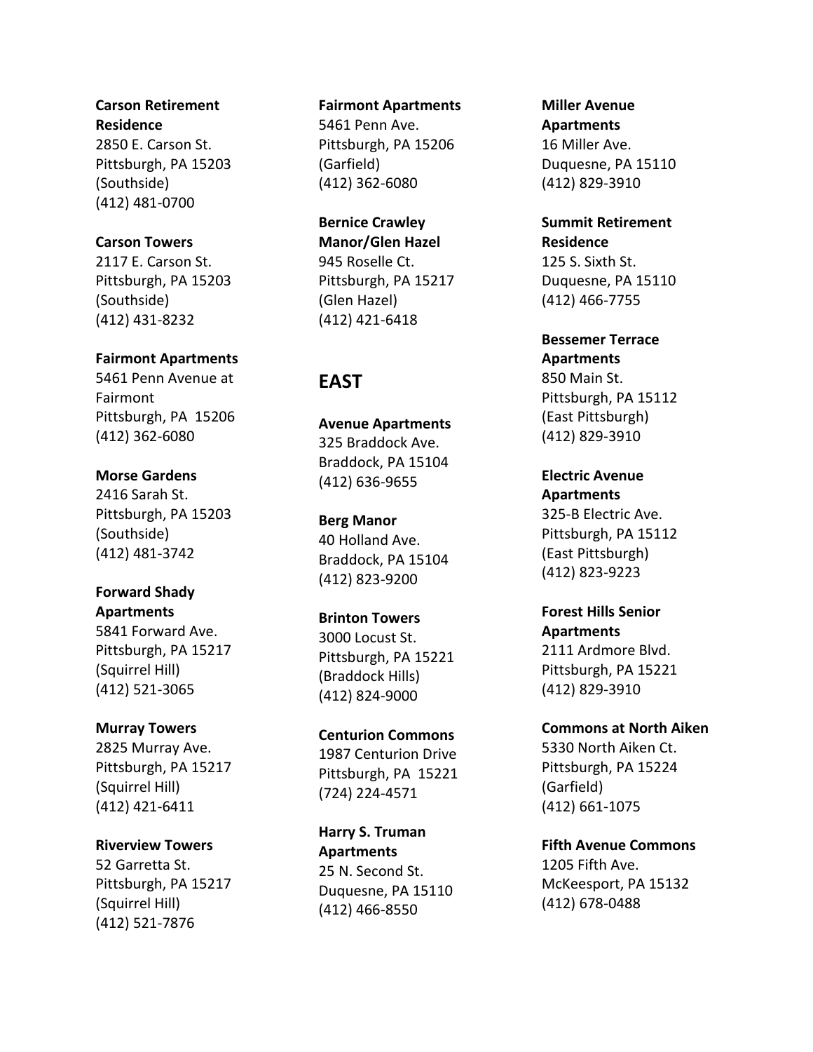**Carson Retirement Residence**
2850 E. Carson St.
Pittsburgh, PA 15203
(Southside)
(412) 481-0700

**Carson Towers**
2117 E. Carson St.
Pittsburgh, PA 15203
(Southside)
(412) 431-8232

**Fairmont Apartments**
5461 Penn Avenue at Fairmont
Pittsburgh, PA 15206
(412) 362-6080

**Morse Gardens**
2416 Sarah St.
Pittsburgh, PA 15203
(Southside)
(412) 481-3742

**Forward Shady Apartments**
5841 Forward Ave.
Pittsburgh, PA 15217
(Squirrel Hill)
(412) 521-3065

**Murray Towers**
2825 Murray Ave.
Pittsburgh, PA 15217
(Squirrel Hill)
(412) 421-6411

**Riverview Towers**
52 Garretta St.
Pittsburgh, PA 15217
(Squirrel Hill)
(412) 521-7876

**Fairmont Apartments**
5461 Penn Ave.
Pittsburgh, PA 15206
(Garfield)
(412) 362-6080

**Bernice Crawley Manor/Glen Hazel**
945 Roselle Ct.
Pittsburgh, PA 15217
(Glen Hazel)
(412) 421-6418

## EAST

**Avenue Apartments**
325 Braddock Ave.
Braddock, PA 15104
(412) 636-9655

**Berg Manor**
40 Holland Ave.
Braddock, PA 15104
(412) 823-9200

**Brinton Towers**
3000 Locust St.
Pittsburgh, PA 15221
(Braddock Hills)
(412) 824-9000

**Centurion Commons**
1987 Centurion Drive
Pittsburgh, PA 15221
(724) 224-4571

**Harry S. Truman Apartments**
25 N. Second St.
Duquesne, PA 15110
(412) 466-8550

**Miller Avenue Apartments**
16 Miller Ave.
Duquesne, PA 15110
(412) 829-3910

**Summit Retirement Residence**
125 S. Sixth St.
Duquesne, PA 15110
(412) 466-7755

**Bessemer Terrace Apartments**
850 Main St.
Pittsburgh, PA 15112
(East Pittsburgh)
(412) 829-3910

**Electric Avenue Apartments**
325-B Electric Ave.
Pittsburgh, PA 15112
(East Pittsburgh)
(412) 823-9223

**Forest Hills Senior Apartments**
2111 Ardmore Blvd.
Pittsburgh, PA 15221
(412) 829-3910

**Commons at North Aiken**
5330 North Aiken Ct.
Pittsburgh, PA 15224
(Garfield)
(412) 661-1075

**Fifth Avenue Commons**
1205 Fifth Ave.
McKeesport, PA 15132
(412) 678-0488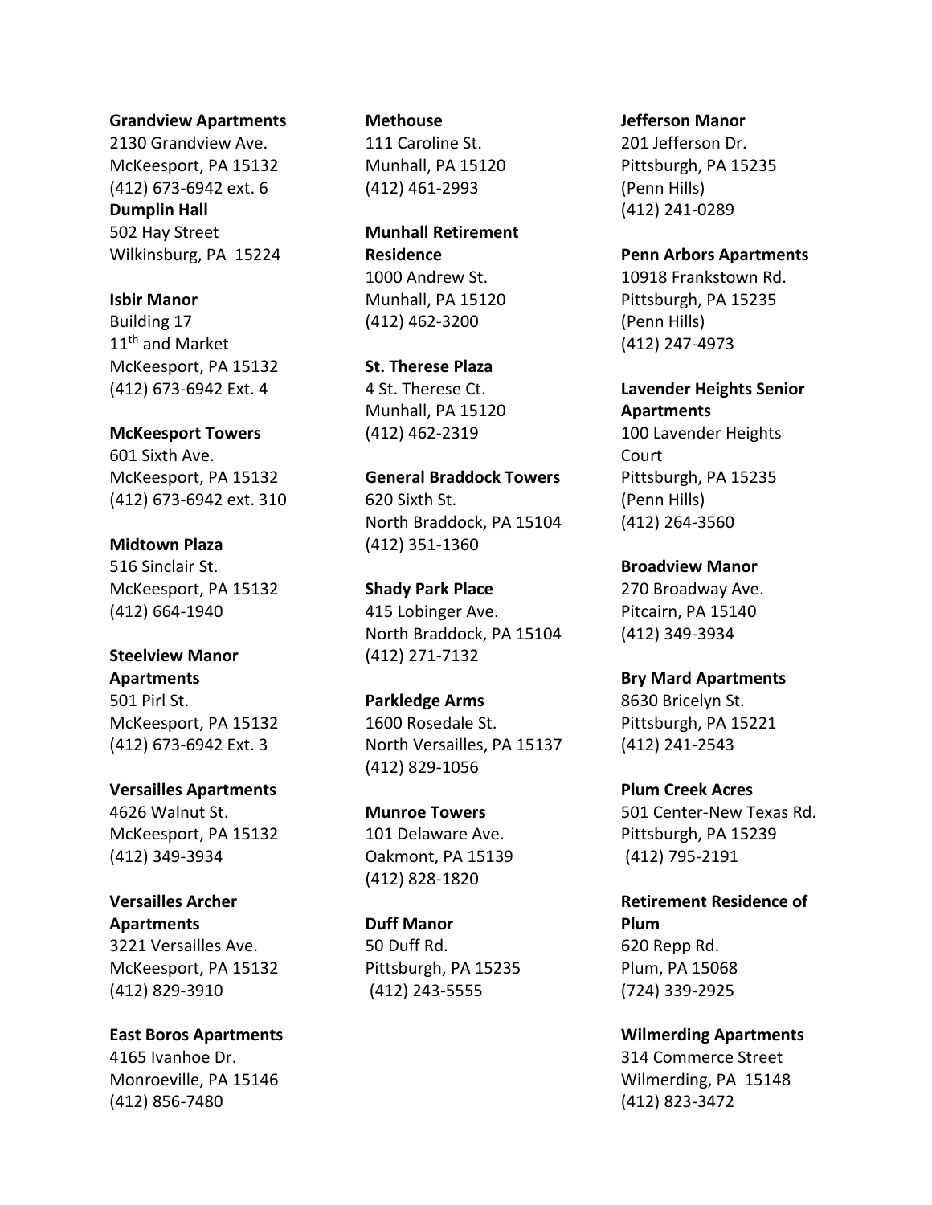**Grandview Apartments**
2130 Grandview Ave.
McKeesport, PA 15132
(412) 673-6942 ext. 6

**Dumplin Hall**
502 Hay Street
Wilkinsburg, PA 15224

**Isbir Manor**
Building 17
11th and Market
McKeesport, PA 15132
(412) 673-6942 Ext. 4

**McKeesport Towers**
601 Sixth Ave.
McKeesport, PA 15132
(412) 673-6942 ext. 310

**Midtown Plaza**
516 Sinclair St.
McKeesport, PA 15132
(412) 664-1940

**Steelview Manor Apartments**
501 Pirl St.
McKeesport, PA 15132
(412) 673-6942 Ext. 3

**Versailles Apartments**
4626 Walnut St.
McKeesport, PA 15132
(412) 349-3934

**Versailles Archer Apartments**
3221 Versailles Ave.
McKeesport, PA 15132
(412) 829-3910

**East Boros Apartments**
4165 Ivanhoe Dr.
Monroeville, PA 15146
(412) 856-7480

**Methouse**
111 Caroline St.
Munhall, PA 15120
(412) 461-2993

**Munhall Retirement Residence**
1000 Andrew St.
Munhall, PA 15120
(412) 462-3200

**St. Therese Plaza**
4 St. Therese Ct.
Munhall, PA 15120
(412) 462-2319

**General Braddock Towers**
620 Sixth St.
North Braddock, PA 15104
(412) 351-1360

**Shady Park Place**
415 Lobinger Ave.
North Braddock, PA 15104
(412) 271-7132

**Parkledge Arms**
1600 Rosedale St.
North Versailles, PA 15137
(412) 829-1056

**Munroe Towers**
101 Delaware Ave.
Oakmont, PA 15139
(412) 828-1820

**Duff Manor**
50 Duff Rd.
Pittsburgh, PA 15235
(412) 243-5555

**Jefferson Manor**
201 Jefferson Dr.
Pittsburgh, PA 15235
(Penn Hills)
(412) 241-0289

**Penn Arbors Apartments**
10918 Frankstown Rd.
Pittsburgh, PA 15235
(Penn Hills)
(412) 247-4973

**Lavender Heights Senior Apartments**
100 Lavender Heights Court
Pittsburgh, PA 15235
(Penn Hills)
(412) 264-3560

**Broadview Manor**
270 Broadway Ave.
Pitcairn, PA 15140
(412) 349-3934

**Bry Mard Apartments**
8630 Bricelyn St.
Pittsburgh, PA 15221
(412) 241-2543

**Plum Creek Acres**
501 Center-New Texas Rd.
Pittsburgh, PA 15239
(412) 795-2191

**Retirement Residence of Plum**
620 Repp Rd.
Plum, PA 15068
(724) 339-2925

**Wilmerding Apartments**
314 Commerce Street
Wilmerding, PA 15148
(412) 823-3472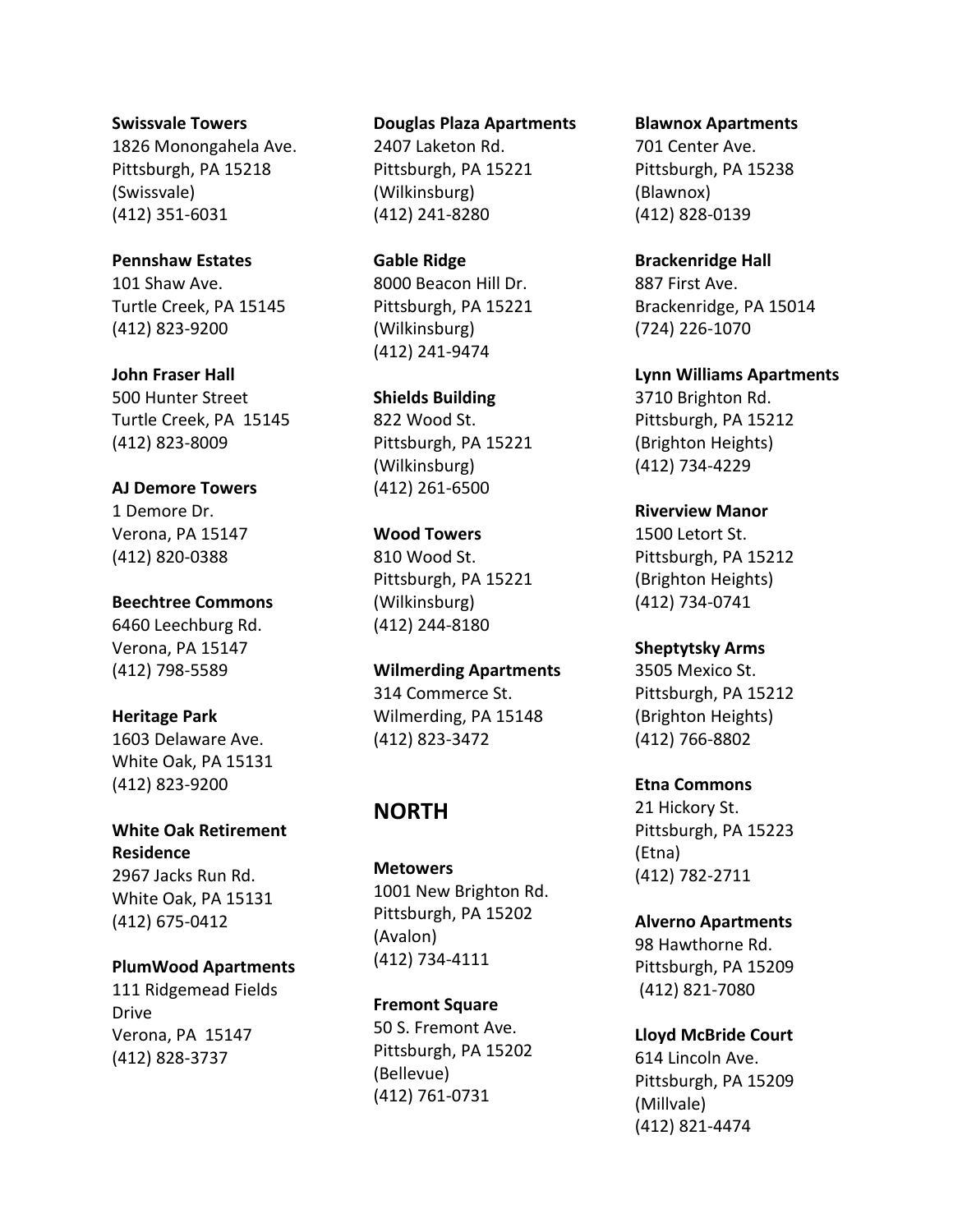**Swissvale Towers**
1826 Monongahela Ave.
Pittsburgh, PA 15218
(Swissvale)
(412) 351-6031

**Pennshaw Estates**
101 Shaw Ave.
Turtle Creek, PA 15145
(412) 823-9200

**John Fraser Hall**
500 Hunter Street
Turtle Creek, PA 15145
(412) 823-8009

**AJ Demore Towers**
1 Demore Dr.
Verona, PA 15147
(412) 820-0388

**Beechtree Commons**
6460 Leechburg Rd.
Verona, PA 15147
(412) 798-5589

**Heritage Park**
1603 Delaware Ave.
White Oak, PA 15131
(412) 823-9200

**White Oak Retirement Residence**
2967 Jacks Run Rd.
White Oak, PA 15131
(412) 675-0412

**PlumWood Apartments**
111 Ridgemead Fields Drive
Verona, PA 15147
(412) 828-3737

**Douglas Plaza Apartments**
2407 Laketon Rd.
Pittsburgh, PA 15221
(Wilkinsburg)
(412) 241-8280

**Gable Ridge**
8000 Beacon Hill Dr.
Pittsburgh, PA 15221
(Wilkinsburg)
(412) 241-9474

**Shields Building**
822 Wood St.
Pittsburgh, PA 15221
(Wilkinsburg)
(412) 261-6500

**Wood Towers**
810 Wood St.
Pittsburgh, PA 15221
(Wilkinsburg)
(412) 244-8180

**Wilmerding Apartments**
314 Commerce St.
Wilmerding, PA 15148
(412) 823-3472

## NORTH

**Metowers**
1001 New Brighton Rd.
Pittsburgh, PA 15202
(Avalon)
(412) 734-4111

**Fremont Square**
50 S. Fremont Ave.
Pittsburgh, PA 15202
(Bellevue)
(412) 761-0731

**Blawnox Apartments**
701 Center Ave.
Pittsburgh, PA 15238
(Blawnox)
(412) 828-0139

**Brackenridge Hall**
887 First Ave.
Brackenridge, PA 15014
(724) 226-1070

**Lynn Williams Apartments**
3710 Brighton Rd.
Pittsburgh, PA 15212
(Brighton Heights)
(412) 734-4229

**Riverview Manor**
1500 Letort St.
Pittsburgh, PA 15212
(Brighton Heights)
(412) 734-0741

**Sheptytsky Arms**
3505 Mexico St.
Pittsburgh, PA 15212
(Brighton Heights)
(412) 766-8802

**Etna Commons**
21 Hickory St.
Pittsburgh, PA 15223
(Etna)
(412) 782-2711

**Alverno Apartments**
98 Hawthorne Rd.
Pittsburgh, PA 15209
(412) 821-7080

**Lloyd McBride Court**
614 Lincoln Ave.
Pittsburgh, PA 15209
(Millvale)
(412) 821-4474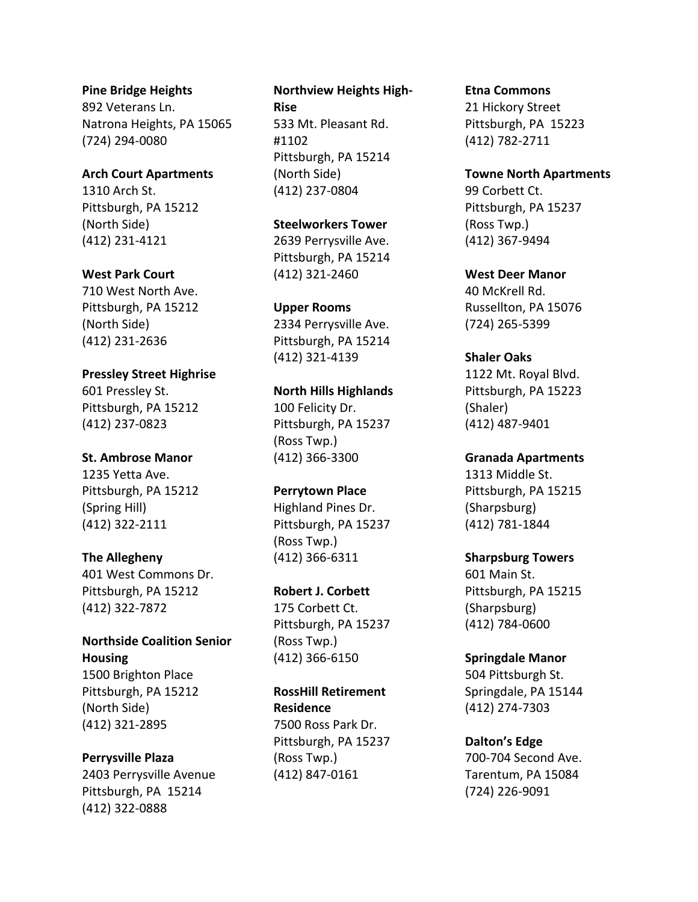**Pine Bridge Heights**
892 Veterans Ln.
Natrona Heights, PA 15065
(724) 294-0080

**Arch Court Apartments**
1310 Arch St.
Pittsburgh, PA 15212
(North Side)
(412) 231-4121

**West Park Court**
710 West North Ave.
Pittsburgh, PA 15212
(North Side)
(412) 231-2636

**Pressley Street Highrise**
601 Pressley St.
Pittsburgh, PA 15212
(412) 237-0823

**St. Ambrose Manor**
1235 Yetta Ave.
Pittsburgh, PA 15212
(Spring Hill)
(412) 322-2111

**The Allegheny**
401 West Commons Dr.
Pittsburgh, PA 15212
(412) 322-7872

**Northside Coalition Senior Housing**
1500 Brighton Place
Pittsburgh, PA 15212
(North Side)
(412) 321-2895

**Perrysville Plaza**
2403 Perrysville Avenue
Pittsburgh, PA 15214
(412) 322-0888

**Northview Heights High-Rise**
533 Mt. Pleasant Rd.
#1102
Pittsburgh, PA 15214
(North Side)
(412) 237-0804

**Steelworkers Tower**
2639 Perrysville Ave.
Pittsburgh, PA 15214
(412) 321-2460

**Upper Rooms**
2334 Perrysville Ave.
Pittsburgh, PA 15214
(412) 321-4139

**North Hills Highlands**
100 Felicity Dr.
Pittsburgh, PA 15237
(Ross Twp.)
(412) 366-3300

**Perrytown Place**
Highland Pines Dr.
Pittsburgh, PA 15237
(Ross Twp.)
(412) 366-6311

**Robert J. Corbett**
175 Corbett Ct.
Pittsburgh, PA 15237
(Ross Twp.)
(412) 366-6150

**RossHill Retirement Residence**
7500 Ross Park Dr.
Pittsburgh, PA 15237
(Ross Twp.)
(412) 847-0161

**Etna Commons**
21 Hickory Street
Pittsburgh, PA 15223
(412) 782-2711

**Towne North Apartments**
99 Corbett Ct.
Pittsburgh, PA 15237
(Ross Twp.)
(412) 367-9494

**West Deer Manor**
40 McKrell Rd.
Russellton, PA 15076
(724) 265-5399

**Shaler Oaks**
1122 Mt. Royal Blvd.
Pittsburgh, PA 15223
(Shaler)
(412) 487-9401

**Granada Apartments**
1313 Middle St.
Pittsburgh, PA 15215
(Sharpsburg)
(412) 781-1844

**Sharpsburg Towers**
601 Main St.
Pittsburgh, PA 15215
(Sharpsburg)
(412) 784-0600

**Springdale Manor**
504 Pittsburgh St.
Springdale, PA 15144
(412) 274-7303

**Dalton's Edge**
700-704 Second Ave.
Tarentum, PA 15084
(724) 226-9091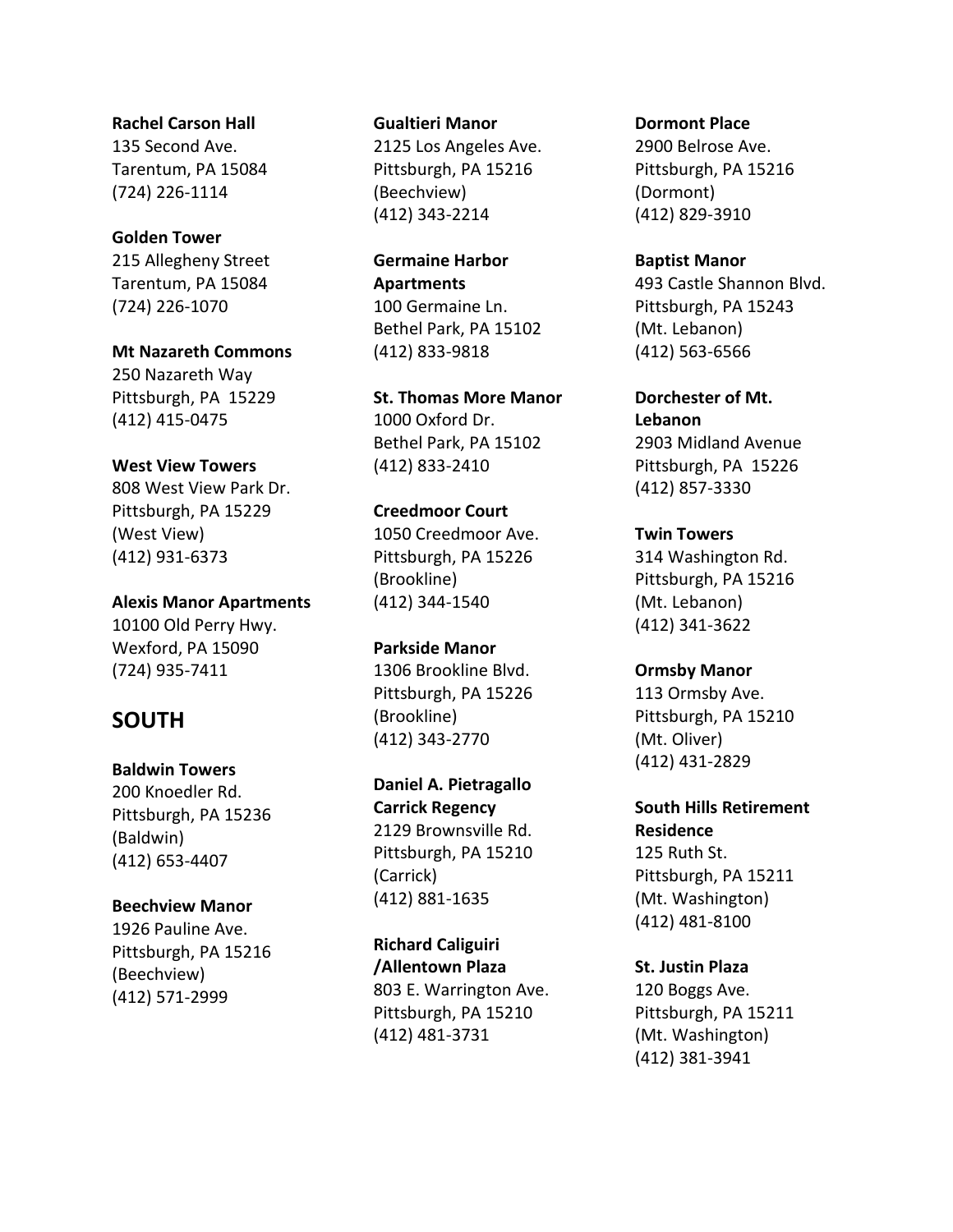**Rachel Carson Hall**
135 Second Ave.
Tarentum, PA 15084
(724) 226-1114

**Golden Tower**
215 Allegheny Street
Tarentum, PA 15084
(724) 226-1070

**Mt Nazareth Commons**
250 Nazareth Way
Pittsburgh, PA 15229
(412) 415-0475

**West View Towers**
808 West View Park Dr.
Pittsburgh, PA 15229
(West View)
(412) 931-6373

**Alexis Manor Apartments**
10100 Old Perry Hwy.
Wexford, PA 15090
(724) 935-7411

## SOUTH

**Baldwin Towers**
200 Knoedler Rd.
Pittsburgh, PA 15236
(Baldwin)
(412) 653-4407

**Beechview Manor**
1926 Pauline Ave.
Pittsburgh, PA 15216
(Beechview)
(412) 571-2999

**Gualtieri Manor**
2125 Los Angeles Ave.
Pittsburgh, PA 15216
(Beechview)
(412) 343-2214

**Germaine Harbor Apartments**
100 Germaine Ln.
Bethel Park, PA 15102
(412) 833-9818

**St. Thomas More Manor**
1000 Oxford Dr.
Bethel Park, PA 15102
(412) 833-2410

**Creedmoor Court**
1050 Creedmoor Ave.
Pittsburgh, PA 15226
(Brookline)
(412) 344-1540

**Parkside Manor**
1306 Brookline Blvd.
Pittsburgh, PA 15226
(Brookline)
(412) 343-2770

**Daniel A. Pietragallo Carrick Regency**
2129 Brownsville Rd.
Pittsburgh, PA 15210
(Carrick)
(412) 881-1635

**Richard Caliguiri /Allentown Plaza**
803 E. Warrington Ave.
Pittsburgh, PA 15210
(412) 481-3731

**Dormont Place**
2900 Belrose Ave.
Pittsburgh, PA 15216
(Dormont)
(412) 829-3910

**Baptist Manor**
493 Castle Shannon Blvd.
Pittsburgh, PA 15243
(Mt. Lebanon)
(412) 563-6566

**Dorchester of Mt. Lebanon**
2903 Midland Avenue
Pittsburgh, PA 15226
(412) 857-3330

**Twin Towers**
314 Washington Rd.
Pittsburgh, PA 15216
(Mt. Lebanon)
(412) 341-3622

**Ormsby Manor**
113 Ormsby Ave.
Pittsburgh, PA 15210
(Mt. Oliver)
(412) 431-2829

**South Hills Retirement Residence**
125 Ruth St.
Pittsburgh, PA 15211
(Mt. Washington)
(412) 481-8100

**St. Justin Plaza**
120 Boggs Ave.
Pittsburgh, PA 15211
(Mt. Washington)
(412) 381-3941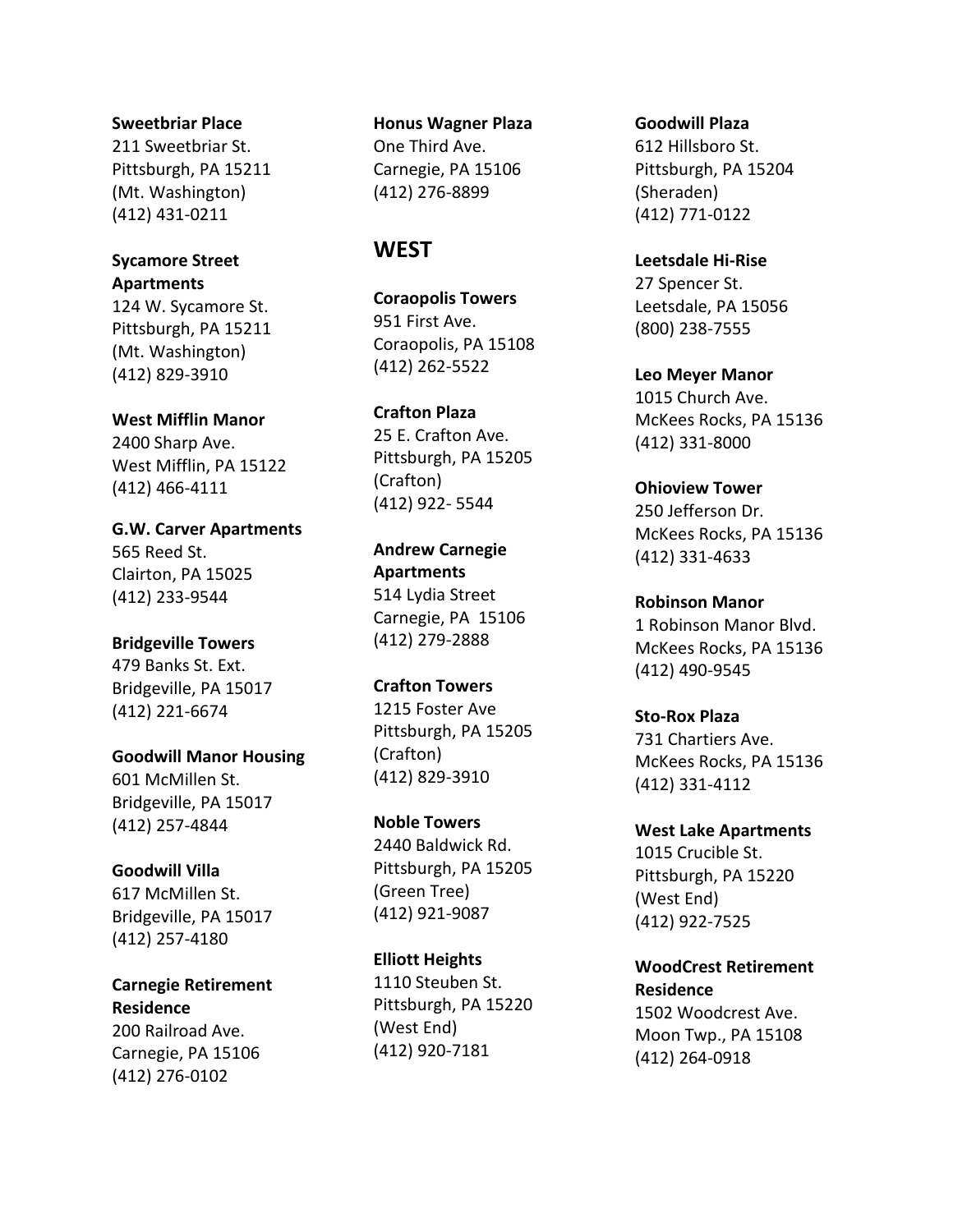**Sweetbriar Place**
211 Sweetbriar St.
Pittsburgh, PA 15211
(Mt. Washington)
(412) 431-0211

**Sycamore Street Apartments**
124 W. Sycamore St.
Pittsburgh, PA 15211
(Mt. Washington)
(412) 829-3910

**West Mifflin Manor**
2400 Sharp Ave.
West Mifflin, PA 15122
(412) 466-4111

**G.W. Carver Apartments**
565 Reed St.
Clairton, PA 15025
(412) 233-9544

**Bridgeville Towers**
479 Banks St. Ext.
Bridgeville, PA 15017
(412) 221-6674

**Goodwill Manor Housing**
601 McMillen St.
Bridgeville, PA 15017
(412) 257-4844

**Goodwill Villa**
617 McMillen St.
Bridgeville, PA 15017
(412) 257-4180

**Carnegie Retirement Residence**
200 Railroad Ave.
Carnegie, PA 15106
(412) 276-0102

**Honus Wagner Plaza**
One Third Ave.
Carnegie, PA 15106
(412) 276-8899

## WEST

**Coraopolis Towers**
951 First Ave.
Coraopolis, PA 15108
(412) 262-5522

**Crafton Plaza**
25 E. Crafton Ave.
Pittsburgh, PA 15205
(Crafton)
(412) 922- 5544

**Andrew Carnegie Apartments**
514 Lydia Street
Carnegie, PA 15106
(412) 279-2888

**Crafton Towers**
1215 Foster Ave
Pittsburgh, PA 15205
(Crafton)
(412) 829-3910

**Noble Towers**
2440 Baldwick Rd.
Pittsburgh, PA 15205
(Green Tree)
(412) 921-9087

**Elliott Heights**
1110 Steuben St.
Pittsburgh, PA 15220
(West End)
(412) 920-7181

**Goodwill Plaza**
612 Hillsboro St.
Pittsburgh, PA 15204
(Sheraden)
(412) 771-0122

**Leetsdale Hi-Rise**
27 Spencer St.
Leetsdale, PA 15056
(800) 238-7555

**Leo Meyer Manor**
1015 Church Ave.
McKees Rocks, PA 15136
(412) 331-8000

**Ohioview Tower**
250 Jefferson Dr.
McKees Rocks, PA 15136
(412) 331-4633

**Robinson Manor**
1 Robinson Manor Blvd.
McKees Rocks, PA 15136
(412) 490-9545

**Sto-Rox Plaza**
731 Chartiers Ave.
McKees Rocks, PA 15136
(412) 331-4112

**West Lake Apartments**
1015 Crucible St.
Pittsburgh, PA 15220
(West End)
(412) 922-7525

**WoodCrest Retirement Residence**
1502 Woodcrest Ave.
Moon Twp., PA 15108
(412) 264-0918